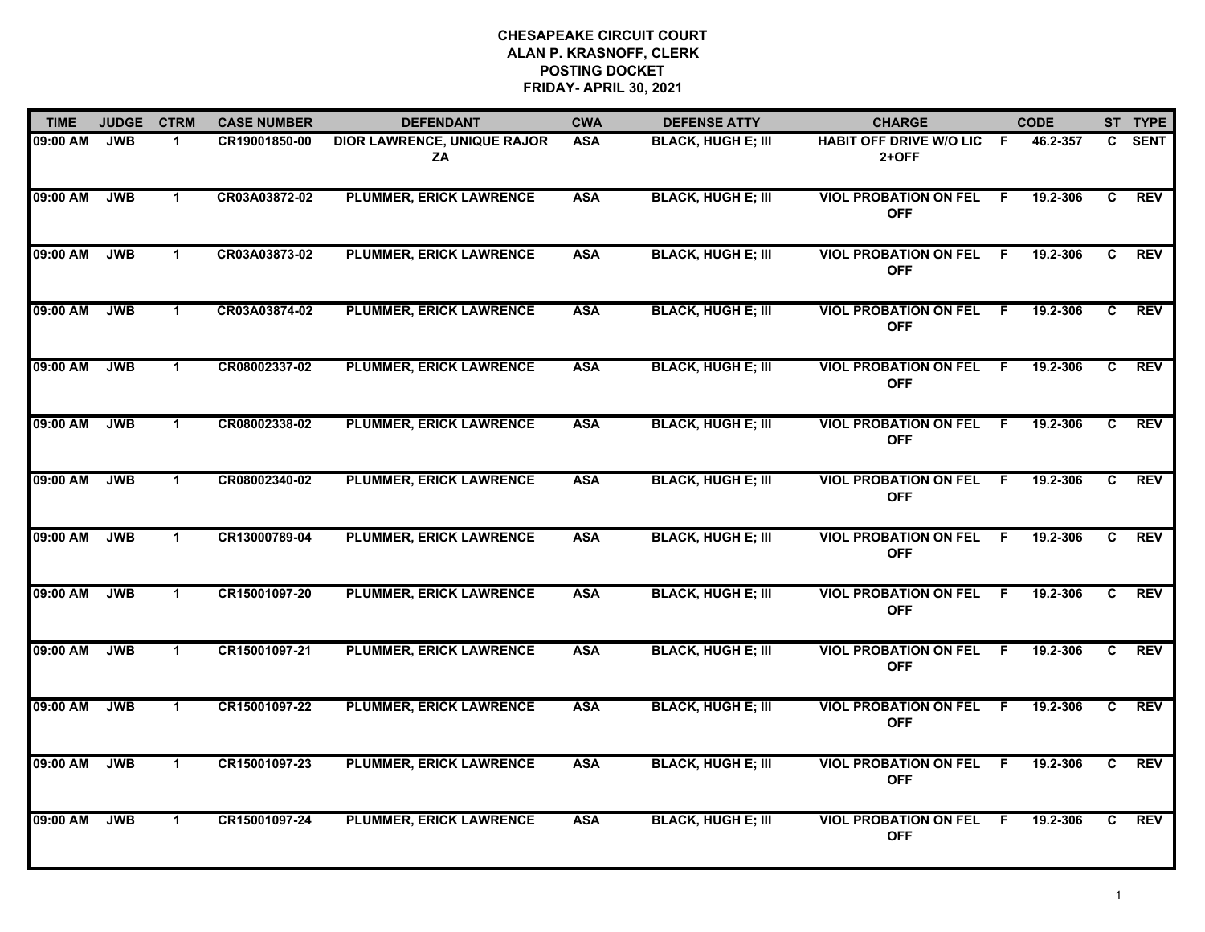# CHESAPEAKE CIRCUIT COURT
## ALAN P. KRASNOFF, CLERK
## POSTING DOCKET
## FRIDAY- APRIL 30, 2021

| TIME | JUDGE | CTRM | CASE NUMBER | DEFENDANT | CWA | DEFENSE ATTY | CHARGE | | CODE | ST | TYPE |
|---|---|---|---|---|---|---|---|---|---|---|---|
| 09:00 AM | JWB | 1 | CR19001850-00 | DIOR LAWRENCE, UNIQUE RAJOR ZA | ASA | BLACK, HUGH E; III | HABIT OFF DRIVE W/O LIC 2+OFF | F | 46.2-357 | C | SENT |
| 09:00 AM | JWB | 1 | CR03A03872-02 | PLUMMER, ERICK LAWRENCE | ASA | BLACK, HUGH E; III | VIOL PROBATION ON FEL OFF | F | 19.2-306 | C | REV |
| 09:00 AM | JWB | 1 | CR03A03873-02 | PLUMMER, ERICK LAWRENCE | ASA | BLACK, HUGH E; III | VIOL PROBATION ON FEL OFF | F | 19.2-306 | C | REV |
| 09:00 AM | JWB | 1 | CR03A03874-02 | PLUMMER, ERICK LAWRENCE | ASA | BLACK, HUGH E; III | VIOL PROBATION ON FEL OFF | F | 19.2-306 | C | REV |
| 09:00 AM | JWB | 1 | CR08002337-02 | PLUMMER, ERICK LAWRENCE | ASA | BLACK, HUGH E; III | VIOL PROBATION ON FEL OFF | F | 19.2-306 | C | REV |
| 09:00 AM | JWB | 1 | CR08002338-02 | PLUMMER, ERICK LAWRENCE | ASA | BLACK, HUGH E; III | VIOL PROBATION ON FEL OFF | F | 19.2-306 | C | REV |
| 09:00 AM | JWB | 1 | CR08002340-02 | PLUMMER, ERICK LAWRENCE | ASA | BLACK, HUGH E; III | VIOL PROBATION ON FEL OFF | F | 19.2-306 | C | REV |
| 09:00 AM | JWB | 1 | CR13000789-04 | PLUMMER, ERICK LAWRENCE | ASA | BLACK, HUGH E; III | VIOL PROBATION ON FEL OFF | F | 19.2-306 | C | REV |
| 09:00 AM | JWB | 1 | CR15001097-20 | PLUMMER, ERICK LAWRENCE | ASA | BLACK, HUGH E; III | VIOL PROBATION ON FEL OFF | F | 19.2-306 | C | REV |
| 09:00 AM | JWB | 1 | CR15001097-21 | PLUMMER, ERICK LAWRENCE | ASA | BLACK, HUGH E; III | VIOL PROBATION ON FEL OFF | F | 19.2-306 | C | REV |
| 09:00 AM | JWB | 1 | CR15001097-22 | PLUMMER, ERICK LAWRENCE | ASA | BLACK, HUGH E; III | VIOL PROBATION ON FEL OFF | F | 19.2-306 | C | REV |
| 09:00 AM | JWB | 1 | CR15001097-23 | PLUMMER, ERICK LAWRENCE | ASA | BLACK, HUGH E; III | VIOL PROBATION ON FEL OFF | F | 19.2-306 | C | REV |
| 09:00 AM | JWB | 1 | CR15001097-24 | PLUMMER, ERICK LAWRENCE | ASA | BLACK, HUGH E; III | VIOL PROBATION ON FEL OFF | F | 19.2-306 | C | REV |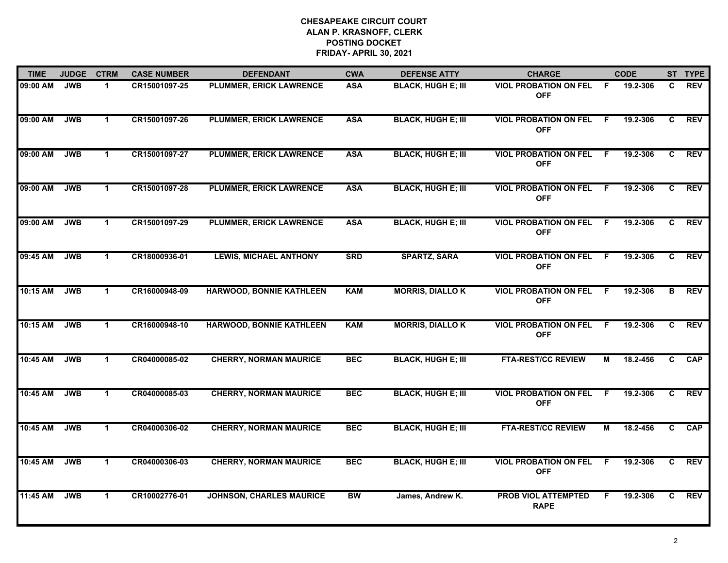**CHESAPEAKE CIRCUIT COURT**
**ALAN P. KRASNOFF, CLERK**
**POSTING DOCKET**
**FRIDAY- APRIL 30, 2021**

| TIME | JUDGE | CTRM | CASE NUMBER | DEFENDANT | CWA | DEFENSE ATTY | CHARGE | | CODE | ST | TYPE |
|---|---|---|---|---|---|---|---|---|---|---|---|
| 09:00 AM | JWB | 1 | CR15001097-25 | PLUMMER, ERICK LAWRENCE | ASA | BLACK, HUGH E; III | VIOL PROBATION ON FEL OFF | F | 19.2-306 | C | REV |
| 09:00 AM | JWB | 1 | CR15001097-26 | PLUMMER, ERICK LAWRENCE | ASA | BLACK, HUGH E; III | VIOL PROBATION ON FEL OFF | F | 19.2-306 | C | REV |
| 09:00 AM | JWB | 1 | CR15001097-27 | PLUMMER, ERICK LAWRENCE | ASA | BLACK, HUGH E; III | VIOL PROBATION ON FEL OFF | F | 19.2-306 | C | REV |
| 09:00 AM | JWB | 1 | CR15001097-28 | PLUMMER, ERICK LAWRENCE | ASA | BLACK, HUGH E; III | VIOL PROBATION ON FEL OFF | F | 19.2-306 | C | REV |
| 09:00 AM | JWB | 1 | CR15001097-29 | PLUMMER, ERICK LAWRENCE | ASA | BLACK, HUGH E; III | VIOL PROBATION ON FEL OFF | F | 19.2-306 | C | REV |
| 09:45 AM | JWB | 1 | CR18000936-01 | LEWIS, MICHAEL ANTHONY | SRD | SPARTZ, SARA | VIOL PROBATION ON FEL OFF | F | 19.2-306 | C | REV |
| 10:15 AM | JWB | 1 | CR16000948-09 | HARWOOD, BONNIE KATHLEEN | KAM | MORRIS, DIALLO K | VIOL PROBATION ON FEL OFF | F | 19.2-306 | B | REV |
| 10:15 AM | JWB | 1 | CR16000948-10 | HARWOOD, BONNIE KATHLEEN | KAM | MORRIS, DIALLO K | VIOL PROBATION ON FEL OFF | F | 19.2-306 | C | REV |
| 10:45 AM | JWB | 1 | CR04000085-02 | CHERRY, NORMAN MAURICE | BEC | BLACK, HUGH E; III | FTA-REST/CC REVIEW | M | 18.2-456 | C | CAP |
| 10:45 AM | JWB | 1 | CR04000085-03 | CHERRY, NORMAN MAURICE | BEC | BLACK, HUGH E; III | VIOL PROBATION ON FEL OFF | F | 19.2-306 | C | REV |
| 10:45 AM | JWB | 1 | CR04000306-02 | CHERRY, NORMAN MAURICE | BEC | BLACK, HUGH E; III | FTA-REST/CC REVIEW | M | 18.2-456 | C | CAP |
| 10:45 AM | JWB | 1 | CR04000306-03 | CHERRY, NORMAN MAURICE | BEC | BLACK, HUGH E; III | VIOL PROBATION ON FEL OFF | F | 19.2-306 | C | REV |
| 11:45 AM | JWB | 1 | CR10002776-01 | JOHNSON, CHARLES MAURICE | BW | James, Andrew K. | PROB VIOL ATTEMPTED RAPE | F | 19.2-306 | C | REV |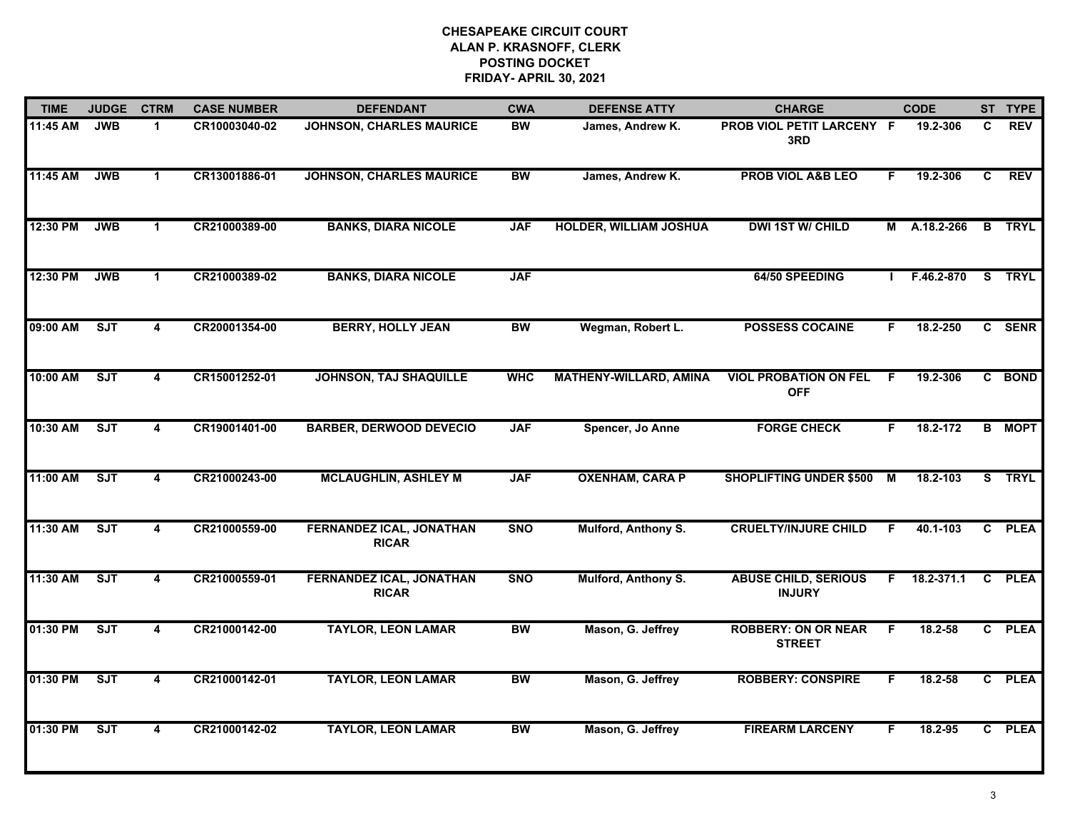# CHESAPEAKE CIRCUIT COURT
## ALAN P. KRASNOFF, CLERK
## POSTING DOCKET
## FRIDAY- APRIL 30, 2021

| TIME | JUDGE | CTRM | CASE NUMBER | DEFENDANT | CWA | DEFENSE ATTY | CHARGE | | CODE | ST | TYPE |
|---|---|---|---|---|---|---|---|---|---|---|---|
| 11:45 AM | JWB | 1 | CR10003040-02 | JOHNSON, CHARLES MAURICE | BW | James, Andrew K. | PROB VIOL PETIT LARCENY 3RD | F | 19.2-306 | C | REV |
| 11:45 AM | JWB | 1 | CR13001886-01 | JOHNSON, CHARLES MAURICE | BW | James, Andrew K. | PROB VIOL A&B LEO | F | 19.2-306 | C | REV |
| 12:30 PM | JWB | 1 | CR21000389-00 | BANKS, DIARA NICOLE | JAF | HOLDER, WILLIAM JOSHUA | DWI 1ST W/ CHILD | M | A.18.2-266 | B | TRYL |
| 12:30 PM | JWB | 1 | CR21000389-02 | BANKS, DIARA NICOLE | JAF | | 64/50 SPEEDING | I | F.46.2-870 | S | TRYL |
| 09:00 AM | SJT | 4 | CR20001354-00 | BERRY, HOLLY JEAN | BW | Wegman, Robert L. | POSSESS COCAINE | F | 18.2-250 | C | SENR |
| 10:00 AM | SJT | 4 | CR15001252-01 | JOHNSON, TAJ SHAQUILLE | WHC | MATHENY-WILLARD, AMINA | VIOL PROBATION ON FEL OFF | F | 19.2-306 | C | BOND |
| 10:30 AM | SJT | 4 | CR19001401-00 | BARBER, DERWOOD DEVECIO | JAF | Spencer, Jo Anne | FORGE CHECK | F | 18.2-172 | B | MOPT |
| 11:00 AM | SJT | 4 | CR21000243-00 | MCLAUGHLIN, ASHLEY M | JAF | OXENHAM, CARA P | SHOPLIFTING UNDER $500 | M | 18.2-103 | S | TRYL |
| 11:30 AM | SJT | 4 | CR21000559-00 | FERNANDEZ ICAL, JONATHAN RICAR | SNO | Mulford, Anthony S. | CRUELTY/INJURE CHILD | F | 40.1-103 | C | PLEA |
| 11:30 AM | SJT | 4 | CR21000559-01 | FERNANDEZ ICAL, JONATHAN RICAR | SNO | Mulford, Anthony S. | ABUSE CHILD, SERIOUS INJURY | F | 18.2-371.1 | C | PLEA |
| 01:30 PM | SJT | 4 | CR21000142-00 | TAYLOR, LEON LAMAR | BW | Mason, G. Jeffrey | ROBBERY: ON OR NEAR STREET | F | 18.2-58 | C | PLEA |
| 01:30 PM | SJT | 4 | CR21000142-01 | TAYLOR, LEON LAMAR | BW | Mason, G. Jeffrey | ROBBERY: CONSPIRE | F | 18.2-58 | C | PLEA |
| 01:30 PM | SJT | 4 | CR21000142-02 | TAYLOR, LEON LAMAR | BW | Mason, G. Jeffrey | FIREARM LARCENY | F | 18.2-95 | C | PLEA |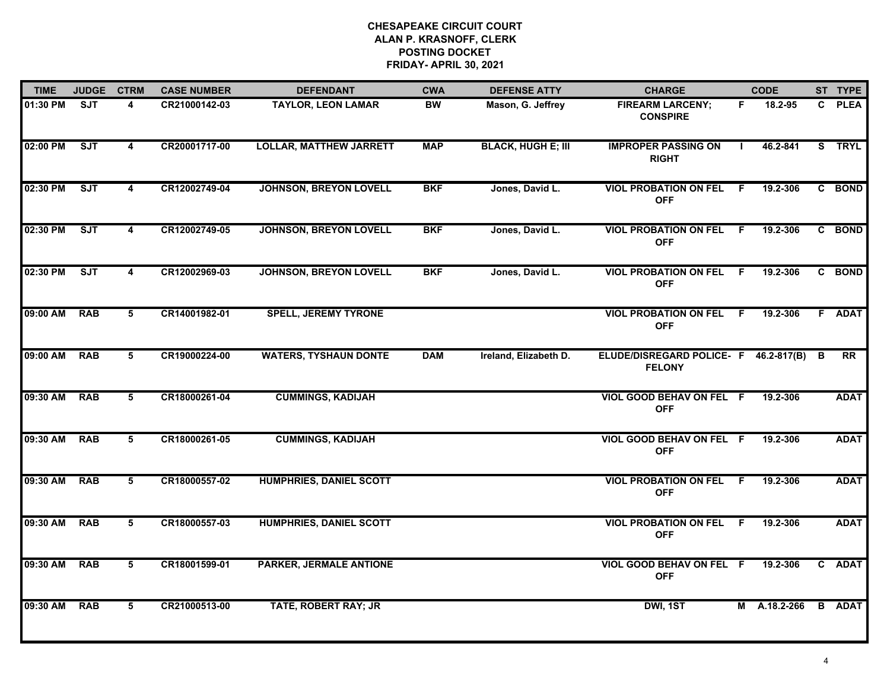# CHESAPEAKE CIRCUIT COURT
## ALAN P. KRASNOFF, CLERK
## POSTING DOCKET
## FRIDAY- APRIL 30, 2021

| TIME | JUDGE | CTRM | CASE NUMBER | DEFENDANT | CWA | DEFENSE ATTY | CHARGE | | CODE | ST | TYPE |
|---|---|---|---|---|---|---|---|---|---|---|---|
| 01:30 PM | SJT | 4 | CR21000142-03 | TAYLOR, LEON LAMAR | BW | Mason, G. Jeffrey | FIREARM LARCENY; CONSPIRE | F | 18.2-95 | C | PLEA |
| 02:00 PM | SJT | 4 | CR20001717-00 | LOLLAR, MATTHEW JARRETT | MAP | BLACK, HUGH E; III | IMPROPER PASSING ON RIGHT | I | 46.2-841 | S | TRYL |
| 02:30 PM | SJT | 4 | CR12002749-04 | JOHNSON, BREYON LOVELL | BKF | Jones, David L. | VIOL PROBATION ON FEL OFF | F | 19.2-306 | C | BOND |
| 02:30 PM | SJT | 4 | CR12002749-05 | JOHNSON, BREYON LOVELL | BKF | Jones, David L. | VIOL PROBATION ON FEL OFF | F | 19.2-306 | C | BOND |
| 02:30 PM | SJT | 4 | CR12002969-03 | JOHNSON, BREYON LOVELL | BKF | Jones, David L. | VIOL PROBATION ON FEL OFF | F | 19.2-306 | C | BOND |
| 09:00 AM | RAB | 5 | CR14001982-01 | SPELL, JEREMY TYRONE | | | VIOL PROBATION ON FEL OFF | F | 19.2-306 | F | ADAT |
| 09:00 AM | RAB | 5 | CR19000224-00 | WATERS, TYSHAUN DONTE | DAM | Ireland, Elizabeth D. | ELUDE/DISREGARD POLICE- FELONY | F | 46.2-817(B) | B | RR |
| 09:30 AM | RAB | 5 | CR18000261-04 | CUMMINGS, KADIJAH | | | VIOL GOOD BEHAV ON FEL OFF | F | 19.2-306 | | ADAT |
| 09:30 AM | RAB | 5 | CR18000261-05 | CUMMINGS, KADIJAH | | | VIOL GOOD BEHAV ON FEL OFF | F | 19.2-306 | | ADAT |
| 09:30 AM | RAB | 5 | CR18000557-02 | HUMPHRIES, DANIEL SCOTT | | | VIOL PROBATION ON FEL OFF | F | 19.2-306 | | ADAT |
| 09:30 AM | RAB | 5 | CR18000557-03 | HUMPHRIES, DANIEL SCOTT | | | VIOL PROBATION ON FEL OFF | F | 19.2-306 | | ADAT |
| 09:30 AM | RAB | 5 | CR18001599-01 | PARKER, JERMALE ANTIONE | | | VIOL GOOD BEHAV ON FEL OFF | F | 19.2-306 | C | ADAT |
| 09:30 AM | RAB | 5 | CR21000513-00 | TATE, ROBERT RAY; JR | | | DWI, 1ST | M | A.18.2-266 | B | ADAT |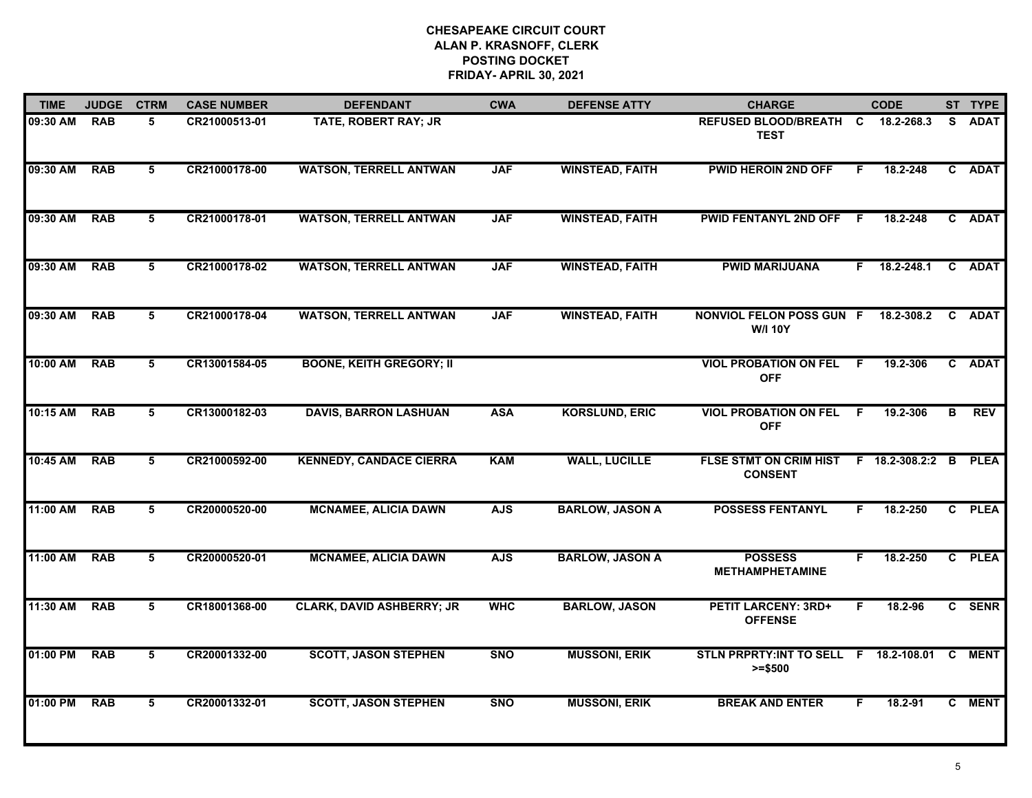**CHESAPEAKE CIRCUIT COURT**
**ALAN P. KRASNOFF, CLERK**
**POSTING DOCKET**
**FRIDAY- APRIL 30, 2021**

| TIME | JUDGE | CTRM | CASE NUMBER | DEFENDANT | CWA | DEFENSE ATTY | CHARGE | | CODE | ST | TYPE |
|---|---|---|---|---|---|---|---|---|---|---|---|
| 09:30 AM | RAB | 5 | CR21000513-01 | TATE, ROBERT RAY; JR | | | REFUSED BLOOD/BREATH TEST | C | 18.2-268.3 | S | ADAT |
| 09:30 AM | RAB | 5 | CR21000178-00 | WATSON, TERRELL ANTWAN | JAF | WINSTEAD, FAITH | PWID HEROIN 2ND OFF | F | 18.2-248 | C | ADAT |
| 09:30 AM | RAB | 5 | CR21000178-01 | WATSON, TERRELL ANTWAN | JAF | WINSTEAD, FAITH | PWID FENTANYL 2ND OFF | F | 18.2-248 | C | ADAT |
| 09:30 AM | RAB | 5 | CR21000178-02 | WATSON, TERRELL ANTWAN | JAF | WINSTEAD, FAITH | PWID MARIJUANA | F | 18.2-248.1 | C | ADAT |
| 09:30 AM | RAB | 5 | CR21000178-04 | WATSON, TERRELL ANTWAN | JAF | WINSTEAD, FAITH | NONVIOL FELON POSS GUN W/I 10Y | F | 18.2-308.2 | C | ADAT |
| 10:00 AM | RAB | 5 | CR13001584-05 | BOONE, KEITH GREGORY; II | | | VIOL PROBATION ON FEL OFF | F | 19.2-306 | C | ADAT |
| 10:15 AM | RAB | 5 | CR13000182-03 | DAVIS, BARRON LASHUAN | ASA | KORSLUND, ERIC | VIOL PROBATION ON FEL OFF | F | 19.2-306 | B | REV |
| 10:45 AM | RAB | 5 | CR21000592-00 | KENNEDY, CANDACE CIERRA | KAM | WALL, LUCILLE | FLSE STMT ON CRIM HIST CONSENT | F | 18.2-308.2:2 | B | PLEA |
| 11:00 AM | RAB | 5 | CR20000520-00 | MCNAMEE, ALICIA DAWN | AJS | BARLOW, JASON A | POSSESS FENTANYL | F | 18.2-250 | C | PLEA |
| 11:00 AM | RAB | 5 | CR20000520-01 | MCNAMEE, ALICIA DAWN | AJS | BARLOW, JASON A | POSSESS METHAMPHETAMINE | F | 18.2-250 | C | PLEA |
| 11:30 AM | RAB | 5 | CR18001368-00 | CLARK, DAVID ASHBERRY; JR | WHC | BARLOW, JASON | PETIT LARCENY: 3RD+ OFFENSE | F | 18.2-96 | C | SENR |
| 01:00 PM | RAB | 5 | CR20001332-00 | SCOTT, JASON STEPHEN | SNO | MUSSONI, ERIK | STLN PRPRTY:INT TO SELL >=$500 | F | 18.2-108.01 | C | MENT |
| 01:00 PM | RAB | 5 | CR20001332-01 | SCOTT, JASON STEPHEN | SNO | MUSSONI, ERIK | BREAK AND ENTER | F | 18.2-91 | C | MENT |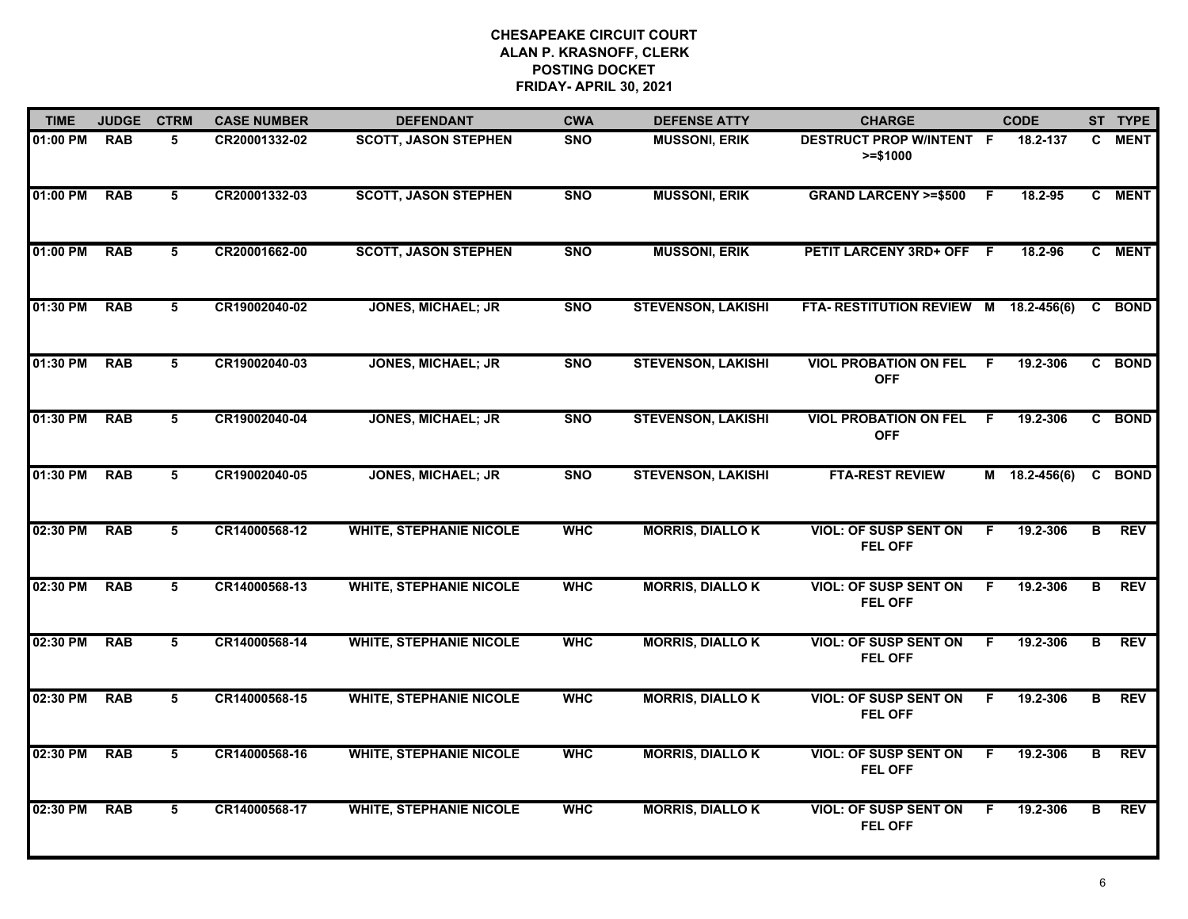**CHESAPEAKE CIRCUIT COURT**
**ALAN P. KRASNOFF, CLERK**
**POSTING DOCKET**
**FRIDAY- APRIL 30, 2021**

| TIME | JUDGE | CTRM | CASE NUMBER | DEFENDANT | CWA | DEFENSE ATTY | CHARGE | | CODE | ST | TYPE |
|---|---|---|---|---|---|---|---|---|---|---|---|
| 01:00 PM | RAB | 5 | CR20001332-02 | SCOTT, JASON STEPHEN | SNO | MUSSONI, ERIK | DESTRUCT PROP W/INTENT >=$1000 | F | 18.2-137 | C | MENT |
| 01:00 PM | RAB | 5 | CR20001332-03 | SCOTT, JASON STEPHEN | SNO | MUSSONI, ERIK | GRAND LARCENY >=$500 | F | 18.2-95 | C | MENT |
| 01:00 PM | RAB | 5 | CR20001662-00 | SCOTT, JASON STEPHEN | SNO | MUSSONI, ERIK | PETIT LARCENY 3RD+ OFF | F | 18.2-96 | C | MENT |
| 01:30 PM | RAB | 5 | CR19002040-02 | JONES, MICHAEL; JR | SNO | STEVENSON, LAKISHI | FTA- RESTITUTION REVIEW | M | 18.2-456(6) | C | BOND |
| 01:30 PM | RAB | 5 | CR19002040-03 | JONES, MICHAEL; JR | SNO | STEVENSON, LAKISHI | VIOL PROBATION ON FEL OFF | F | 19.2-306 | C | BOND |
| 01:30 PM | RAB | 5 | CR19002040-04 | JONES, MICHAEL; JR | SNO | STEVENSON, LAKISHI | VIOL PROBATION ON FEL OFF | F | 19.2-306 | C | BOND |
| 01:30 PM | RAB | 5 | CR19002040-05 | JONES, MICHAEL; JR | SNO | STEVENSON, LAKISHI | FTA-REST REVIEW | M | 18.2-456(6) | C | BOND |
| 02:30 PM | RAB | 5 | CR14000568-12 | WHITE, STEPHANIE NICOLE | WHC | MORRIS, DIALLO K | VIOL: OF SUSP SENT ON FEL OFF | F | 19.2-306 | B | REV |
| 02:30 PM | RAB | 5 | CR14000568-13 | WHITE, STEPHANIE NICOLE | WHC | MORRIS, DIALLO K | VIOL: OF SUSP SENT ON FEL OFF | F | 19.2-306 | B | REV |
| 02:30 PM | RAB | 5 | CR14000568-14 | WHITE, STEPHANIE NICOLE | WHC | MORRIS, DIALLO K | VIOL: OF SUSP SENT ON FEL OFF | F | 19.2-306 | B | REV |
| 02:30 PM | RAB | 5 | CR14000568-15 | WHITE, STEPHANIE NICOLE | WHC | MORRIS, DIALLO K | VIOL: OF SUSP SENT ON FEL OFF | F | 19.2-306 | B | REV |
| 02:30 PM | RAB | 5 | CR14000568-16 | WHITE, STEPHANIE NICOLE | WHC | MORRIS, DIALLO K | VIOL: OF SUSP SENT ON FEL OFF | F | 19.2-306 | B | REV |
| 02:30 PM | RAB | 5 | CR14000568-17 | WHITE, STEPHANIE NICOLE | WHC | MORRIS, DIALLO K | VIOL: OF SUSP SENT ON FEL OFF | F | 19.2-306 | B | REV |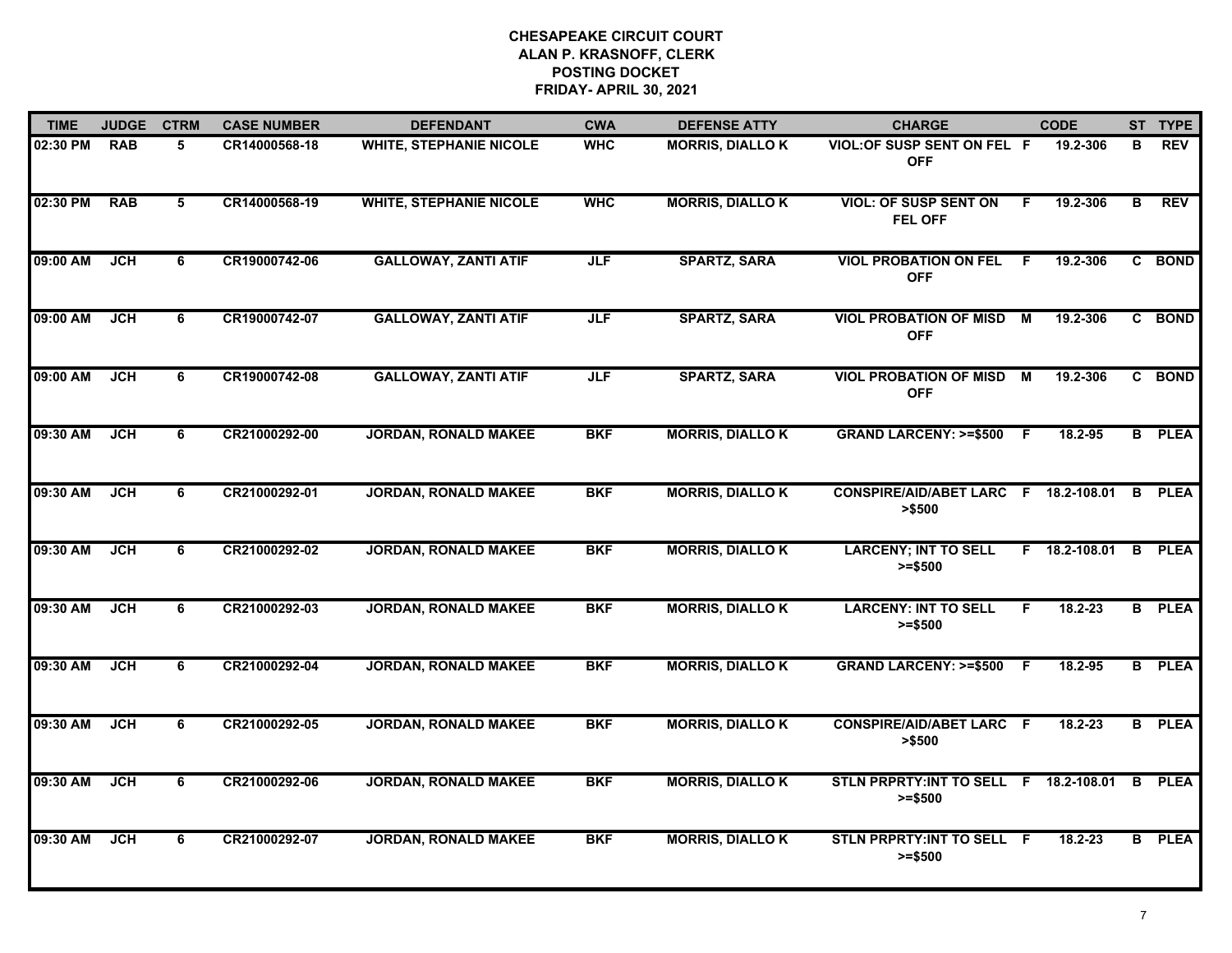# CHESAPEAKE CIRCUIT COURT
## ALAN P. KRASNOFF, CLERK
## POSTING DOCKET
## FRIDAY- APRIL 30, 2021

| TIME | JUDGE | CTRM | CASE NUMBER | DEFENDANT | CWA | DEFENSE ATTY | CHARGE | | CODE | ST | TYPE |
|---|---|---|---|---|---|---|---|---|---|---|---|
| 02:30 PM | RAB | 5 | CR14000568-18 | WHITE, STEPHANIE NICOLE | WHC | MORRIS, DIALLO K | VIOL:OF SUSP SENT ON FEL OFF | F | 19.2-306 | B | REV |
| 02:30 PM | RAB | 5 | CR14000568-19 | WHITE, STEPHANIE NICOLE | WHC | MORRIS, DIALLO K | VIOL: OF SUSP SENT ON FEL OFF | F | 19.2-306 | B | REV |
| 09:00 AM | JCH | 6 | CR19000742-06 | GALLOWAY, ZANTI ATIF | JLF | SPARTZ, SARA | VIOL PROBATION ON FEL OFF | F | 19.2-306 | C | BOND |
| 09:00 AM | JCH | 6 | CR19000742-07 | GALLOWAY, ZANTI ATIF | JLF | SPARTZ, SARA | VIOL PROBATION OF MISD OFF | M | 19.2-306 | C | BOND |
| 09:00 AM | JCH | 6 | CR19000742-08 | GALLOWAY, ZANTI ATIF | JLF | SPARTZ, SARA | VIOL PROBATION OF MISD OFF | M | 19.2-306 | C | BOND |
| 09:30 AM | JCH | 6 | CR21000292-00 | JORDAN, RONALD MAKEE | BKF | MORRIS, DIALLO K | GRAND LARCENY: >=$500 | F | 18.2-95 | B | PLEA |
| 09:30 AM | JCH | 6 | CR21000292-01 | JORDAN, RONALD MAKEE | BKF | MORRIS, DIALLO K | CONSPIRE/AID/ABET LARC >$500 | F | 18.2-108.01 | B | PLEA |
| 09:30 AM | JCH | 6 | CR21000292-02 | JORDAN, RONALD MAKEE | BKF | MORRIS, DIALLO K | LARCENY; INT TO SELL >=$500 | F | 18.2-108.01 | B | PLEA |
| 09:30 AM | JCH | 6 | CR21000292-03 | JORDAN, RONALD MAKEE | BKF | MORRIS, DIALLO K | LARCENY: INT TO SELL >=$500 | F | 18.2-23 | B | PLEA |
| 09:30 AM | JCH | 6 | CR21000292-04 | JORDAN, RONALD MAKEE | BKF | MORRIS, DIALLO K | GRAND LARCENY: >=$500 | F | 18.2-95 | B | PLEA |
| 09:30 AM | JCH | 6 | CR21000292-05 | JORDAN, RONALD MAKEE | BKF | MORRIS, DIALLO K | CONSPIRE/AID/ABET LARC >$500 | F | 18.2-23 | B | PLEA |
| 09:30 AM | JCH | 6 | CR21000292-06 | JORDAN, RONALD MAKEE | BKF | MORRIS, DIALLO K | STLN PRPRTY:INT TO SELL >=$500 | F | 18.2-108.01 | B | PLEA |
| 09:30 AM | JCH | 6 | CR21000292-07 | JORDAN, RONALD MAKEE | BKF | MORRIS, DIALLO K | STLN PRPRTY:INT TO SELL >=$500 | F | 18.2-23 | B | PLEA |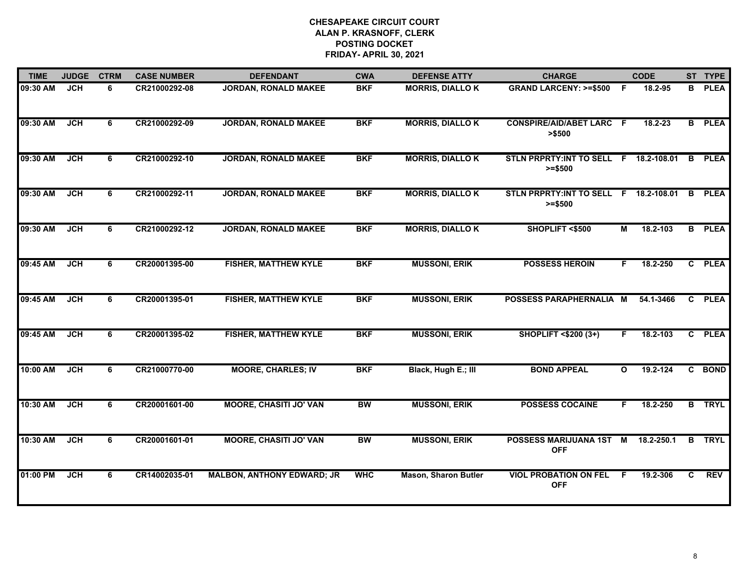# CHESAPEAKE CIRCUIT COURT
## ALAN P. KRASNOFF, CLERK
## POSTING DOCKET
## FRIDAY- APRIL 30, 2021

| TIME | JUDGE | CTRM | CASE NUMBER | DEFENDANT | CWA | DEFENSE ATTY | CHARGE | | CODE | ST | TYPE |
|---|---|---|---|---|---|---|---|---|---|---|---|
| 09:30 AM | JCH | 6 | CR21000292-08 | JORDAN, RONALD MAKEE | BKF | MORRIS, DIALLO K | GRAND LARCENY: >=$500 | F | 18.2-95 | B | PLEA |
| 09:30 AM | JCH | 6 | CR21000292-09 | JORDAN, RONALD MAKEE | BKF | MORRIS, DIALLO K | CONSPIRE/AID/ABET LARC >$500 | F | 18.2-23 | B | PLEA |
| 09:30 AM | JCH | 6 | CR21000292-10 | JORDAN, RONALD MAKEE | BKF | MORRIS, DIALLO K | STLN PRPRTY:INT TO SELL >=$500 | F | 18.2-108.01 | B | PLEA |
| 09:30 AM | JCH | 6 | CR21000292-11 | JORDAN, RONALD MAKEE | BKF | MORRIS, DIALLO K | STLN PRPRTY:INT TO SELL >=$500 | F | 18.2-108.01 | B | PLEA |
| 09:30 AM | JCH | 6 | CR21000292-12 | JORDAN, RONALD MAKEE | BKF | MORRIS, DIALLO K | SHOPLIFT <$500 | M | 18.2-103 | B | PLEA |
| 09:45 AM | JCH | 6 | CR20001395-00 | FISHER, MATTHEW KYLE | BKF | MUSSONI, ERIK | POSSESS HEROIN | F | 18.2-250 | C | PLEA |
| 09:45 AM | JCH | 6 | CR20001395-01 | FISHER, MATTHEW KYLE | BKF | MUSSONI, ERIK | POSSESS PARAPHERNALIA | M | 54.1-3466 | C | PLEA |
| 09:45 AM | JCH | 6 | CR20001395-02 | FISHER, MATTHEW KYLE | BKF | MUSSONI, ERIK | SHOPLIFT <$200 (3+) | F | 18.2-103 | C | PLEA |
| 10:00 AM | JCH | 6 | CR21000770-00 | MOORE, CHARLES; IV | BKF | Black, Hugh E.; III | BOND APPEAL | O | 19.2-124 | C | BOND |
| 10:30 AM | JCH | 6 | CR20001601-00 | MOORE, CHASITI JO' VAN | BW | MUSSONI, ERIK | POSSESS COCAINE | F | 18.2-250 | B | TRYL |
| 10:30 AM | JCH | 6 | CR20001601-01 | MOORE, CHASITI JO' VAN | BW | MUSSONI, ERIK | POSSESS MARIJUANA 1ST OFF | M | 18.2-250.1 | B | TRYL |
| 01:00 PM | JCH | 6 | CR14002035-01 | MALBON, ANTHONY EDWARD; JR | WHC | Mason, Sharon Butler | VIOL PROBATION ON FEL OFF | F | 19.2-306 | C | REV |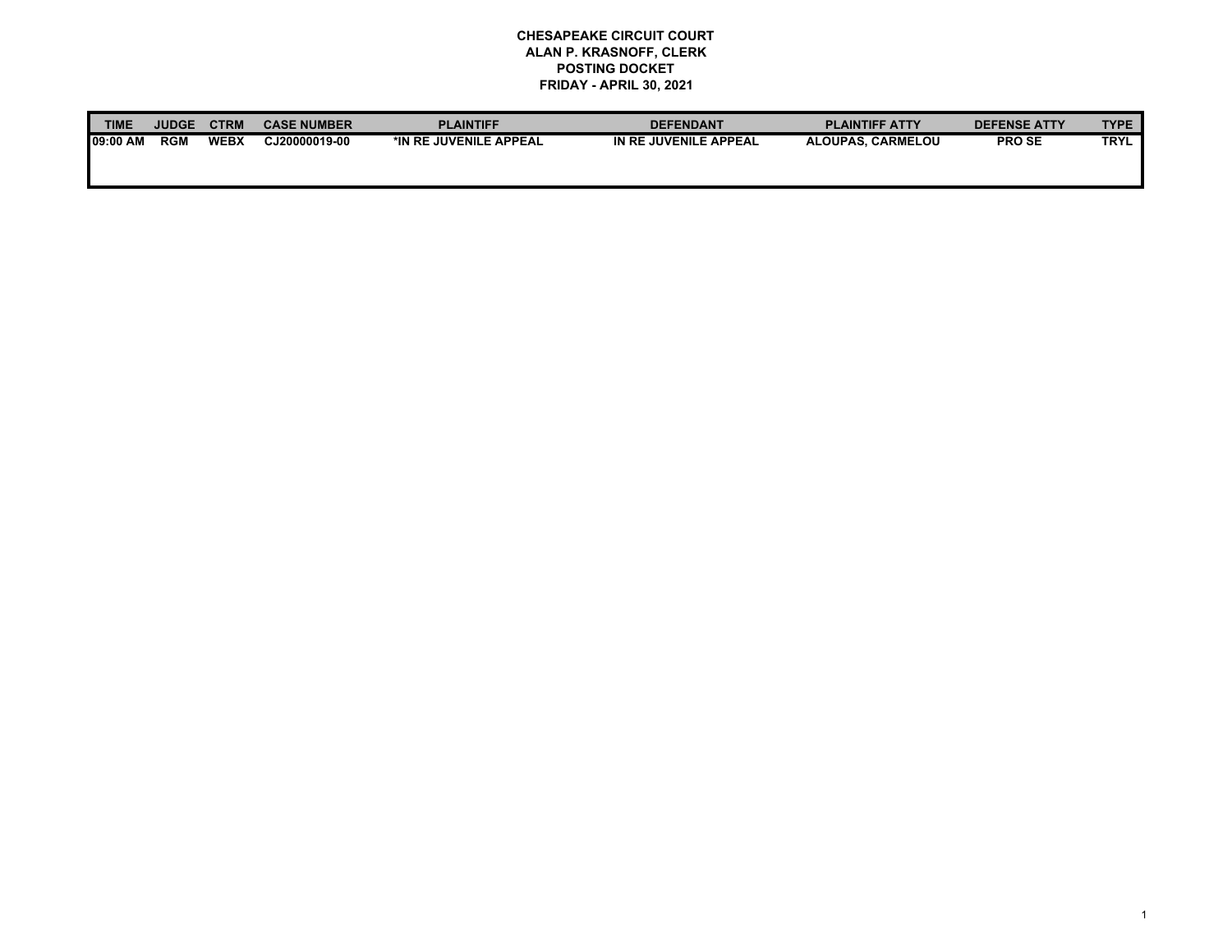**CHESAPEAKE CIRCUIT COURT**
**ALAN P. KRASNOFF, CLERK**
**POSTING DOCKET**
**FRIDAY - APRIL 30, 2021**

| TIME | JUDGE | CTRM | CASE NUMBER | PLAINTIFF | DEFENDANT | PLAINTIFF ATTY | DEFENSE ATTY | TYPE |
|---|---|---|---|---|---|---|---|---|
| 09:00 AM | RGM | WEBX | CJ20000019-00 | *IN RE JUVENILE APPEAL | IN RE JUVENILE APPEAL | ALOUPAS, CARMELOU | PRO SE | TRYL |